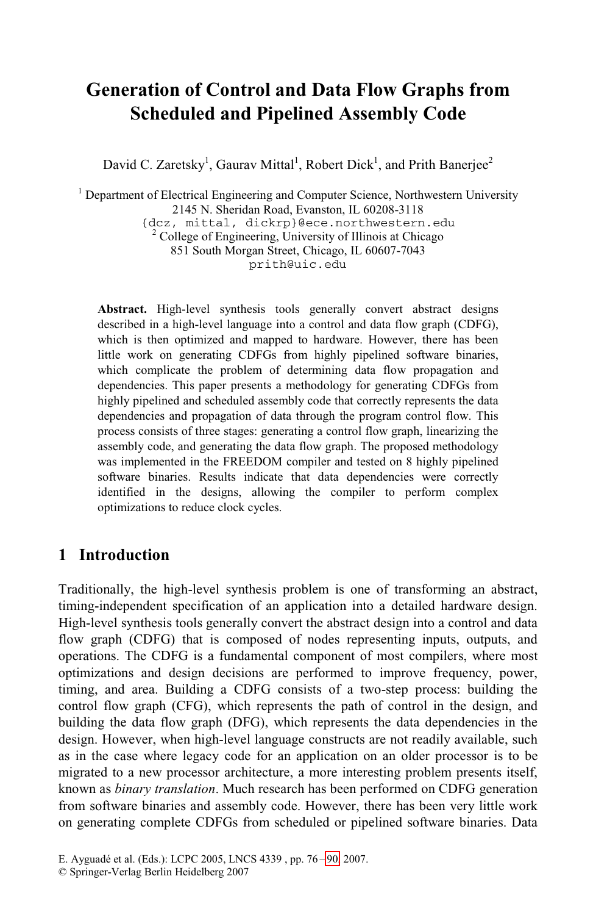# Generation of Control and Data Flow Graphs from Scheduled and Pipelined Assembly Code

David C. Zaretsky[1], Gaurav Mittal[1], Robert Dick[1], and Prith Banerjee[2]

[1] Department of Electrical Engineering and Computer Science, Northwestern University
2145 N. Sheridan Road, Evanston, IL 60208-3118
{dcz, mittal, dickrp}@ece.northwestern.edu
[2] College of Engineering, University of Illinois at Chicago
851 South Morgan Street, Chicago, IL 60607-7043
prith@uic.edu

**Abstract.** High-level synthesis tools generally convert abstract designs described in a high-level language into a control and data flow graph (CDFG), which is then optimized and mapped to hardware. However, there has been little work on generating CDFGs from highly pipelined software binaries, which complicate the problem of determining data flow propagation and dependencies. This paper presents a methodology for generating CDFGs from highly pipelined and scheduled assembly code that correctly represents the data dependencies and propagation of data through the program control flow. This process consists of three stages: generating a control flow graph, linearizing the assembly code, and generating the data flow graph. The proposed methodology was implemented in the FREEDOM compiler and tested on 8 highly pipelined software binaries. Results indicate that data dependencies were correctly identified in the designs, allowing the compiler to perform complex optimizations to reduce clock cycles.

## 1 Introduction

Traditionally, the high-level synthesis problem is one of transforming an abstract, timing-independent specification of an application into a detailed hardware design. High-level synthesis tools generally convert the abstract design into a control and data flow graph (CDFG) that is composed of nodes representing inputs, outputs, and operations. The CDFG is a fundamental component of most compilers, where most optimizations and design decisions are performed to improve frequency, power, timing, and area. Building a CDFG consists of a two-step process: building the control flow graph (CFG), which represents the path of control in the design, and building the data flow graph (DFG), which represents the data dependencies in the design. However, when high-level language constructs are not readily available, such as in the case where legacy code for an application on an older processor is to be migrated to a new processor architecture, a more interesting problem presents itself, known as *binary translation*. Much research has been performed on CDFG generation from software binaries and assembly code. However, there has been very little work on generating complete CDFGs from scheduled or pipelined software binaries. Data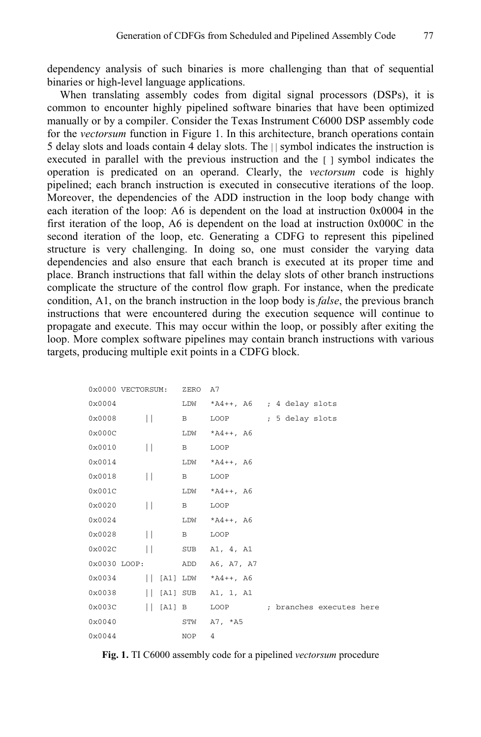dependency analysis of such binaries is more challenging than that of sequential binaries or high-level language applications.

When translating assembly codes from digital signal processors (DSPs), it is common to encounter highly pipelined software binaries that have been optimized manually or by a compiler. Consider the Texas Instrument C6000 DSP assembly code for the *vectorsum* function in Figure 1. In this architecture, branch operations contain 5 delay slots and loads contain 4 delay slots. The `||` symbol indicates the instruction is executed in parallel with the previous instruction and the `[ ]` symbol indicates the operation is predicated on an operand. Clearly, the *vectorsum* code is highly pipelined; each branch instruction is executed in consecutive iterations of the loop. Moreover, the dependencies of the ADD instruction in the loop body change with each iteration of the loop: A6 is dependent on the load at instruction 0x0004 in the first iteration of the loop, A6 is dependent on the load at instruction 0x000C in the second iteration of the loop, etc. Generating a CDFG to represent this pipelined structure is very challenging. In doing so, one must consider the varying data dependencies and also ensure that each branch is executed at its proper time and place. Branch instructions that fall within the delay slots of other branch instructions complicate the structure of the control flow graph. For instance, when the predicate condition, A1, on the branch instruction in the loop body is *false*, the previous branch instructions that were encountered during the execution sequence will continue to propagate and execute. This may occur within the loop, or possibly after exiting the loop. More complex software pipelines may contain branch instructions with various targets, producing multiple exit points in a CDFG block.

```
0x0000 VECTORSUM:   ZERO  A7
0x0004              LDW   *A4++, A6   ; 4 delay slots
0x0008       ||     B     LOOP        ; 5 delay slots
0x000C              LDW   *A4++, A6
0x0010       ||     B     LOOP
0x0014              LDW   *A4++, A6
0x0018       ||     B     LOOP
0x001C              LDW   *A4++, A6
0x0020       ||     B     LOOP
0x0024              LDW   *A4++, A6
0x0028       ||     B     LOOP
0x002C       ||     SUB   A1, 4, A1
0x0030 LOOP:        ADD   A6, A7, A7
0x0034       || [A1] LDW  *A4++, A6
0x0038       || [A1] SUB  A1, 1, A1
0x003C       || [A1] B    LOOP        ; branches executes here
0x0040              STW   A7, *A5
0x0044              NOP   4
```

**Fig. 1.** TI C6000 assembly code for a pipelined *vectorsum* procedure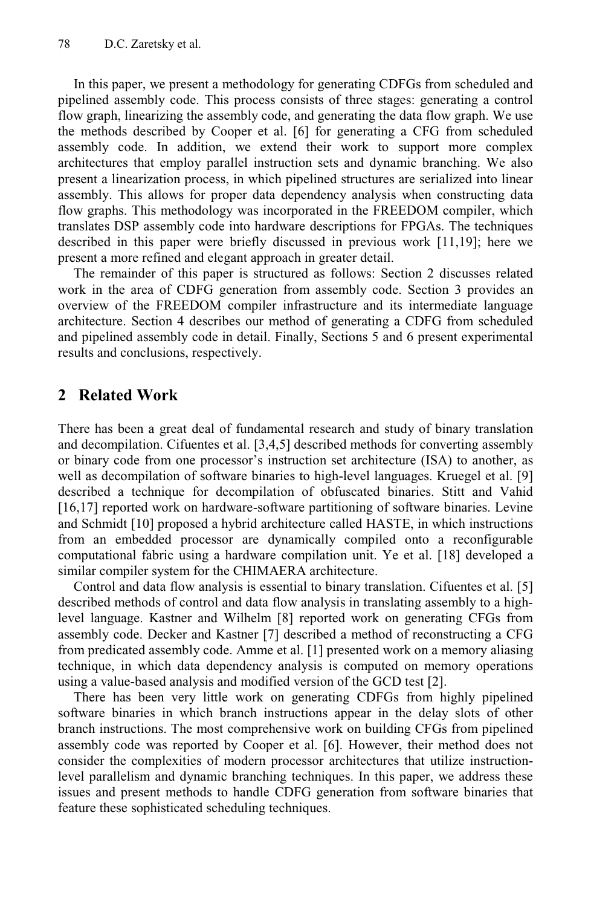In this paper, we present a methodology for generating CDFGs from scheduled and pipelined assembly code. This process consists of three stages: generating a control flow graph, linearizing the assembly code, and generating the data flow graph. We use the methods described by Cooper et al. [6] for generating a CFG from scheduled assembly code. In addition, we extend their work to support more complex architectures that employ parallel instruction sets and dynamic branching. We also present a linearization process, in which pipelined structures are serialized into linear assembly. This allows for proper data dependency analysis when constructing data flow graphs. This methodology was incorporated in the FREEDOM compiler, which translates DSP assembly code into hardware descriptions for FPGAs. The techniques described in this paper were briefly discussed in previous work [11,19]; here we present a more refined and elegant approach in greater detail.

The remainder of this paper is structured as follows: Section 2 discusses related work in the area of CDFG generation from assembly code. Section 3 provides an overview of the FREEDOM compiler infrastructure and its intermediate language architecture. Section 4 describes our method of generating a CDFG from scheduled and pipelined assembly code in detail. Finally, Sections 5 and 6 present experimental results and conclusions, respectively.

## 2 Related Work

There has been a great deal of fundamental research and study of binary translation and decompilation. Cifuentes et al. [3,4,5] described methods for converting assembly or binary code from one processor's instruction set architecture (ISA) to another, as well as decompilation of software binaries to high-level languages. Kruegel et al. [9] described a technique for decompilation of obfuscated binaries. Stitt and Vahid [16,17] reported work on hardware-software partitioning of software binaries. Levine and Schmidt [10] proposed a hybrid architecture called HASTE, in which instructions from an embedded processor are dynamically compiled onto a reconfigurable computational fabric using a hardware compilation unit. Ye et al. [18] developed a similar compiler system for the CHIMAERA architecture.

Control and data flow analysis is essential to binary translation. Cifuentes et al. [5] described methods of control and data flow analysis in translating assembly to a high-level language. Kastner and Wilhelm [8] reported work on generating CFGs from assembly code. Decker and Kastner [7] described a method of reconstructing a CFG from predicated assembly code. Amme et al. [1] presented work on a memory aliasing technique, in which data dependency analysis is computed on memory operations using a value-based analysis and modified version of the GCD test [2].

There has been very little work on generating CDFGs from highly pipelined software binaries in which branch instructions appear in the delay slots of other branch instructions. The most comprehensive work on building CFGs from pipelined assembly code was reported by Cooper et al. [6]. However, their method does not consider the complexities of modern processor architectures that utilize instruction-level parallelism and dynamic branching techniques. In this paper, we address these issues and present methods to handle CDFG generation from software binaries that feature these sophisticated scheduling techniques.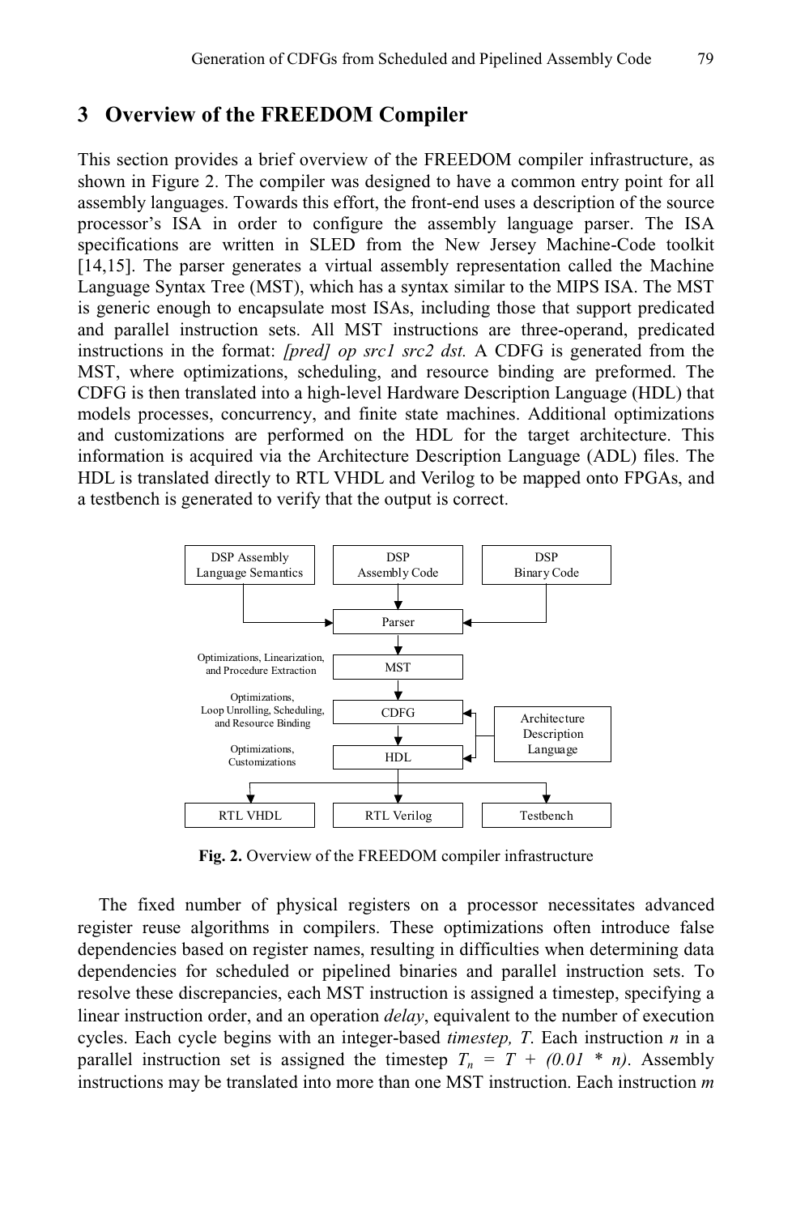## 3 Overview of the FREEDOM Compiler

This section provides a brief overview of the FREEDOM compiler infrastructure, as shown in Figure 2. The compiler was designed to have a common entry point for all assembly languages. Towards this effort, the front-end uses a description of the source processor's ISA in order to configure the assembly language parser. The ISA specifications are written in SLED from the New Jersey Machine-Code toolkit [14,15]. The parser generates a virtual assembly representation called the Machine Language Syntax Tree (MST), which has a syntax similar to the MIPS ISA. The MST is generic enough to encapsulate most ISAs, including those that support predicated and parallel instruction sets. All MST instructions are three-operand, predicated instructions in the format: *[pred] op src1 src2 dst.* A CDFG is generated from the MST, where optimizations, scheduling, and resource binding are preformed. The CDFG is then translated into a high-level Hardware Description Language (HDL) that models processes, concurrency, and finite state machines. Additional optimizations and customizations are performed on the HDL for the target architecture. This information is acquired via the Architecture Description Language (ADL) files. The HDL is translated directly to RTL VHDL and Verilog to be mapped onto FPGAs, and a testbench is generated to verify that the output is correct.

**Fig. 2.** Overview of the FREEDOM compiler infrastructure

The fixed number of physical registers on a processor necessitates advanced register reuse algorithms in compilers. These optimizations often introduce false dependencies based on register names, resulting in difficulties when determining data dependencies for scheduled or pipelined binaries and parallel instruction sets. To resolve these discrepancies, each MST instruction is assigned a timestep, specifying a linear instruction order, and an operation *delay*, equivalent to the number of execution cycles. Each cycle begins with an integer-based *timestep, T*. Each instruction $n$ in a parallel instruction set is assigned the timestep $T_n = T + (0.01 * n)$. Assembly instructions may be translated into more than one MST instruction. Each instruction $m$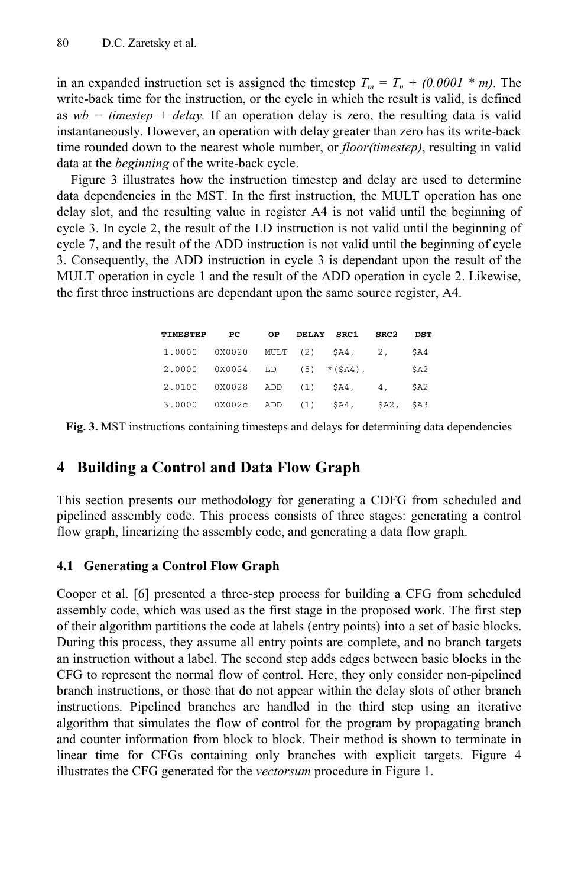in an expanded instruction set is assigned the timestep $T_m = T_n + (0.0001 * m)$. The write-back time for the instruction, or the cycle in which the result is valid, is defined as *wb = timestep + delay.* If an operation delay is zero, the resulting data is valid instantaneously. However, an operation with delay greater than zero has its write-back time rounded down to the nearest whole number, or *floor(timestep)*, resulting in valid data at the *beginning* of the write-back cycle.

Figure 3 illustrates how the instruction timestep and delay are used to determine data dependencies in the MST. In the first instruction, the MULT operation has one delay slot, and the resulting value in register A4 is not valid until the beginning of cycle 3. In cycle 2, the result of the LD instruction is not valid until the beginning of cycle 7, and the result of the ADD instruction is not valid until the beginning of cycle 3. Consequently, the ADD instruction in cycle 3 is dependant upon the result of the MULT operation in cycle 1 and the result of the ADD operation in cycle 2. Likewise, the first three instructions are dependant upon the same source register, A4.

| TIMESTEP | PC | OP | DELAY | SRC1 | SRC2 | DST |
|---|---|---|---|---|---|---|
| 1.0000 | 0X0020 | MULT | (2) | $A4, | 2, | $A4 |
| 2.0000 | 0X0024 | LD | (5) | *($A4), | | $A2 |
| 2.0100 | 0X0028 | ADD | (1) | $A4, | 4, | $A2 |
| 3.0000 | 0X002c | ADD | (1) | $A4, | $A2, | $A3 |

**Fig. 3.** MST instructions containing timesteps and delays for determining data dependencies

## 4 Building a Control and Data Flow Graph

This section presents our methodology for generating a CDFG from scheduled and pipelined assembly code. This process consists of three stages: generating a control flow graph, linearizing the assembly code, and generating a data flow graph.

### 4.1 Generating a Control Flow Graph

Cooper et al. [6] presented a three-step process for building a CFG from scheduled assembly code, which was used as the first stage in the proposed work. The first step of their algorithm partitions the code at labels (entry points) into a set of basic blocks. During this process, they assume all entry points are complete, and no branch targets an instruction without a label. The second step adds edges between basic blocks in the CFG to represent the normal flow of control. Here, they only consider non-pipelined branch instructions, or those that do not appear within the delay slots of other branch instructions. Pipelined branches are handled in the third step using an iterative algorithm that simulates the flow of control for the program by propagating branch and counter information from block to block. Their method is shown to terminate in linear time for CFGs containing only branches with explicit targets. Figure 4 illustrates the CFG generated for the *vectorsum* procedure in Figure 1.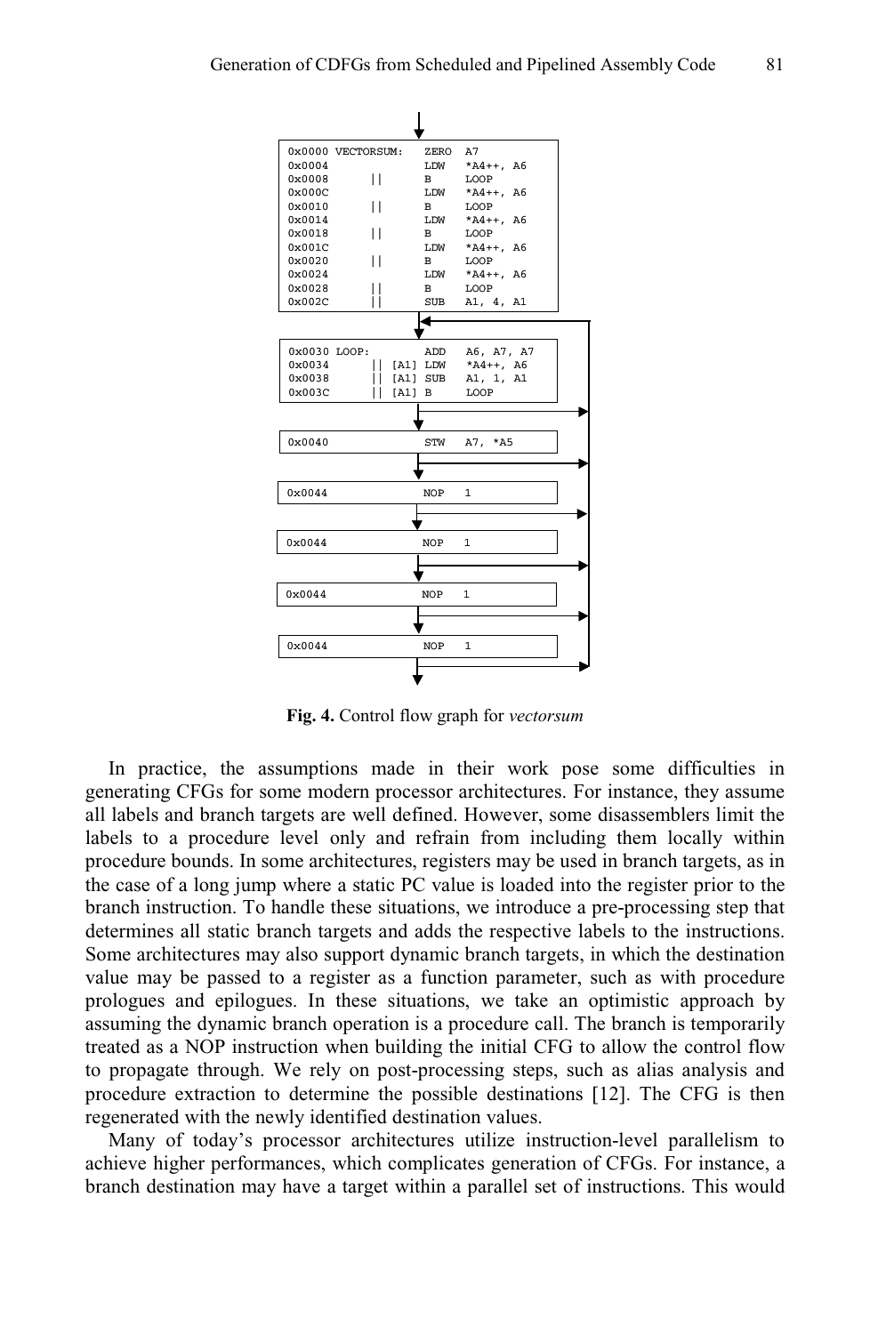```
0x0000 VECTORSUM:   ZERO  A7
0x0004              LDW   *A4++, A6
0x0008      ||      B     LOOP
0x000C              LDW   *A4++, A6
0x0010      ||      B     LOOP
0x0014              LDW   *A4++, A6
0x0018      ||      B     LOOP
0x001C              LDW   *A4++, A6
0x0020      ||      B     LOOP
0x0024              LDW   *A4++, A6
0x0028      ||      B     LOOP
0x002C      ||      SUB   A1, 4, A1
```

```
0x0030 LOOP:        ADD   A6, A7, A7
0x0034      || [A1] LDW   *A4++, A6
0x0038      || [A1] SUB   A1, 1, A1
0x003C      || [A1] B     LOOP
```

```
0x0040              STW   A7, *A5
```

```
0x0044              NOP   1
```

```
0x0044              NOP   1
```

```
0x0044              NOP   1
```

```
0x0044              NOP   1
```

**Fig. 4.** Control flow graph for *vectorsum*

In practice, the assumptions made in their work pose some difficulties in generating CFGs for some modern processor architectures. For instance, they assume all labels and branch targets are well defined. However, some disassemblers limit the labels to a procedure level only and refrain from including them locally within procedure bounds. In some architectures, registers may be used in branch targets, as in the case of a long jump where a static PC value is loaded into the register prior to the branch instruction. To handle these situations, we introduce a pre-processing step that determines all static branch targets and adds the respective labels to the instructions. Some architectures may also support dynamic branch targets, in which the destination value may be passed to a register as a function parameter, such as with procedure prologues and epilogues. In these situations, we take an optimistic approach by assuming the dynamic branch operation is a procedure call. The branch is temporarily treated as a NOP instruction when building the initial CFG to allow the control flow to propagate through. We rely on post-processing steps, such as alias analysis and procedure extraction to determine the possible destinations [12]. The CFG is then regenerated with the newly identified destination values.

Many of today's processor architectures utilize instruction-level parallelism to achieve higher performances, which complicates generation of CFGs. For instance, a branch destination may have a target within a parallel set of instructions. This would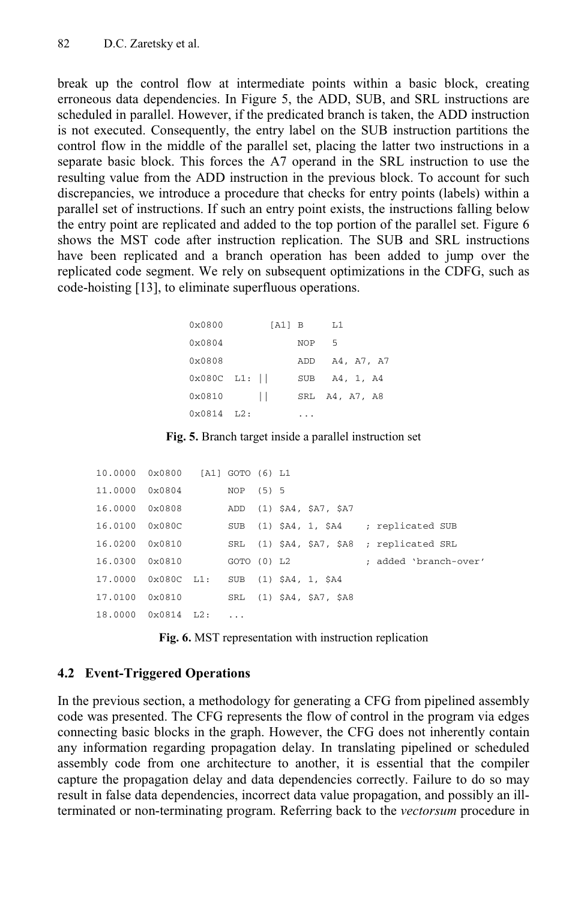break up the control flow at intermediate points within a basic block, creating erroneous data dependencies. In Figure 5, the ADD, SUB, and SRL instructions are scheduled in parallel. However, if the predicated branch is taken, the ADD instruction is not executed. Consequently, the entry label on the SUB instruction partitions the control flow in the middle of the parallel set, placing the latter two instructions in a separate basic block. This forces the A7 operand in the SRL instruction to use the resulting value from the ADD instruction in the previous block. To account for such discrepancies, we introduce a procedure that checks for entry points (labels) within a parallel set of instructions. If such an entry point exists, the instructions falling below the entry point are replicated and added to the top portion of the parallel set. Figure 6 shows the MST code after instruction replication. The SUB and SRL instructions have been replicated and a branch operation has been added to jump over the replicated code segment. We rely on subsequent optimizations in the CDFG, such as code-hoisting [13], to eliminate superfluous operations.

```
0x0800          [A1] B      L1
0x0804               NOP    5
0x0808               ADD    A4, A7, A7
0x080C  L1: ||       SUB    A4, 1, A4
0x0810      ||       SRL    A4, A7, A8
0x0814  L2:          ...
```

**Fig. 5.** Branch target inside a parallel instruction set

```
10.0000  0x0800   [A1] GOTO (6) L1
11.0000  0x0804        NOP  (5) 5
16.0000  0x0808        ADD  (1) $A4, $A7, $A7
16.0100  0x080C        SUB  (1) $A4, 1, $A4    ; replicated SUB
16.0200  0x0810        SRL  (1) $A4, $A7, $A8  ; replicated SRL
16.0300  0x0810        GOTO (0) L2             ; added 'branch-over'
17.0000  0x080C  L1:   SUB  (1) $A4, 1, $A4
17.0100  0x0810        SRL  (1) $A4, $A7, $A8
18.0000  0x0814  L2:   ...
```

**Fig. 6.** MST representation with instruction replication

### 4.2 Event-Triggered Operations

In the previous section, a methodology for generating a CFG from pipelined assembly code was presented. The CFG represents the flow of control in the program via edges connecting basic blocks in the graph. However, the CFG does not inherently contain any information regarding propagation delay. In translating pipelined or scheduled assembly code from one architecture to another, it is essential that the compiler capture the propagation delay and data dependencies correctly. Failure to do so may result in false data dependencies, incorrect data value propagation, and possibly an ill-terminated or non-terminating program. Referring back to the *vectorsum* procedure in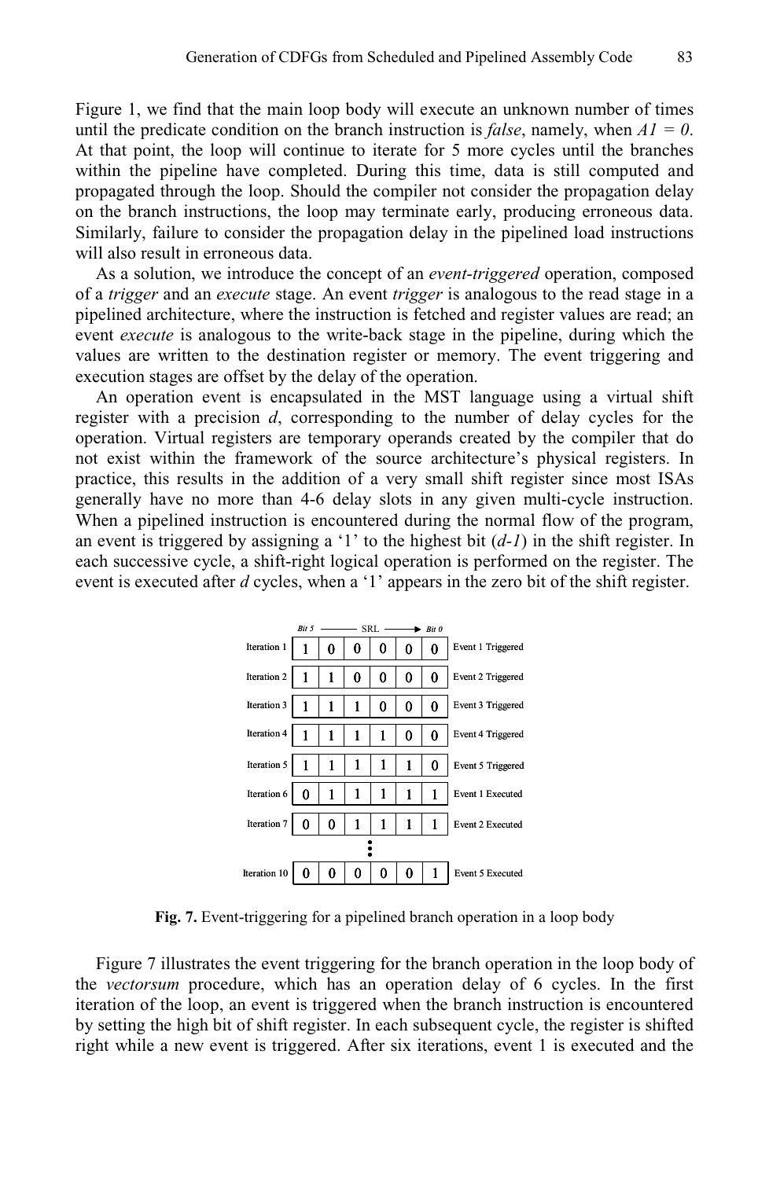Figure 1, we find that the main loop body will execute an unknown number of times until the predicate condition on the branch instruction is *false*, namely, when $A1 = 0$. At that point, the loop will continue to iterate for 5 more cycles until the branches within the pipeline have completed. During this time, data is still computed and propagated through the loop. Should the compiler not consider the propagation delay on the branch instructions, the loop may terminate early, producing erroneous data. Similarly, failure to consider the propagation delay in the pipelined load instructions will also result in erroneous data.

As a solution, we introduce the concept of an *event-triggered* operation, composed of a *trigger* and an *execute* stage. An event *trigger* is analogous to the read stage in a pipelined architecture, where the instruction is fetched and register values are read; an event *execute* is analogous to the write-back stage in the pipeline, during which the values are written to the destination register or memory. The event triggering and execution stages are offset by the delay of the operation.

An operation event is encapsulated in the MST language using a virtual shift register with a precision *d*, corresponding to the number of delay cycles for the operation. Virtual registers are temporary operands created by the compiler that do not exist within the framework of the source architecture's physical registers. In practice, this results in the addition of a very small shift register since most ISAs generally have no more than 4-6 delay slots in any given multi-cycle instruction. When a pipelined instruction is encountered during the normal flow of the program, an event is triggered by assigning a '1' to the highest bit ($d$-$1$) in the shift register. In each successive cycle, a shift-right logical operation is performed on the register. The event is executed after *d* cycles, when a '1' appears in the zero bit of the shift register.

Bit 5 — SRL → Bit 0

Iteration 1 | 1 0 0 0 0 0 | Event 1 Triggered

Iteration 2 | 1 1 0 0 0 0 | Event 2 Triggered

Iteration 3 | 1 1 1 0 0 0 | Event 3 Triggered

Iteration 4 | 1 1 1 1 0 0 | Event 4 Triggered

Iteration 5 | 1 1 1 1 1 0 | Event 5 Triggered

Iteration 6 | 0 1 1 1 1 1 | Event 1 Executed

Iteration 7 | 0 0 1 1 1 1 | Event 2 Executed

⋮

Iteration 10 | 0 0 0 0 0 1 | Event 5 Executed

**Fig. 7.** Event-triggering for a pipelined branch operation in a loop body

Figure 7 illustrates the event triggering for the branch operation in the loop body of the *vectorsum* procedure, which has an operation delay of 6 cycles. In the first iteration of the loop, an event is triggered when the branch instruction is encountered by setting the high bit of shift register. In each subsequent cycle, the register is shifted right while a new event is triggered. After six iterations, event 1 is executed and the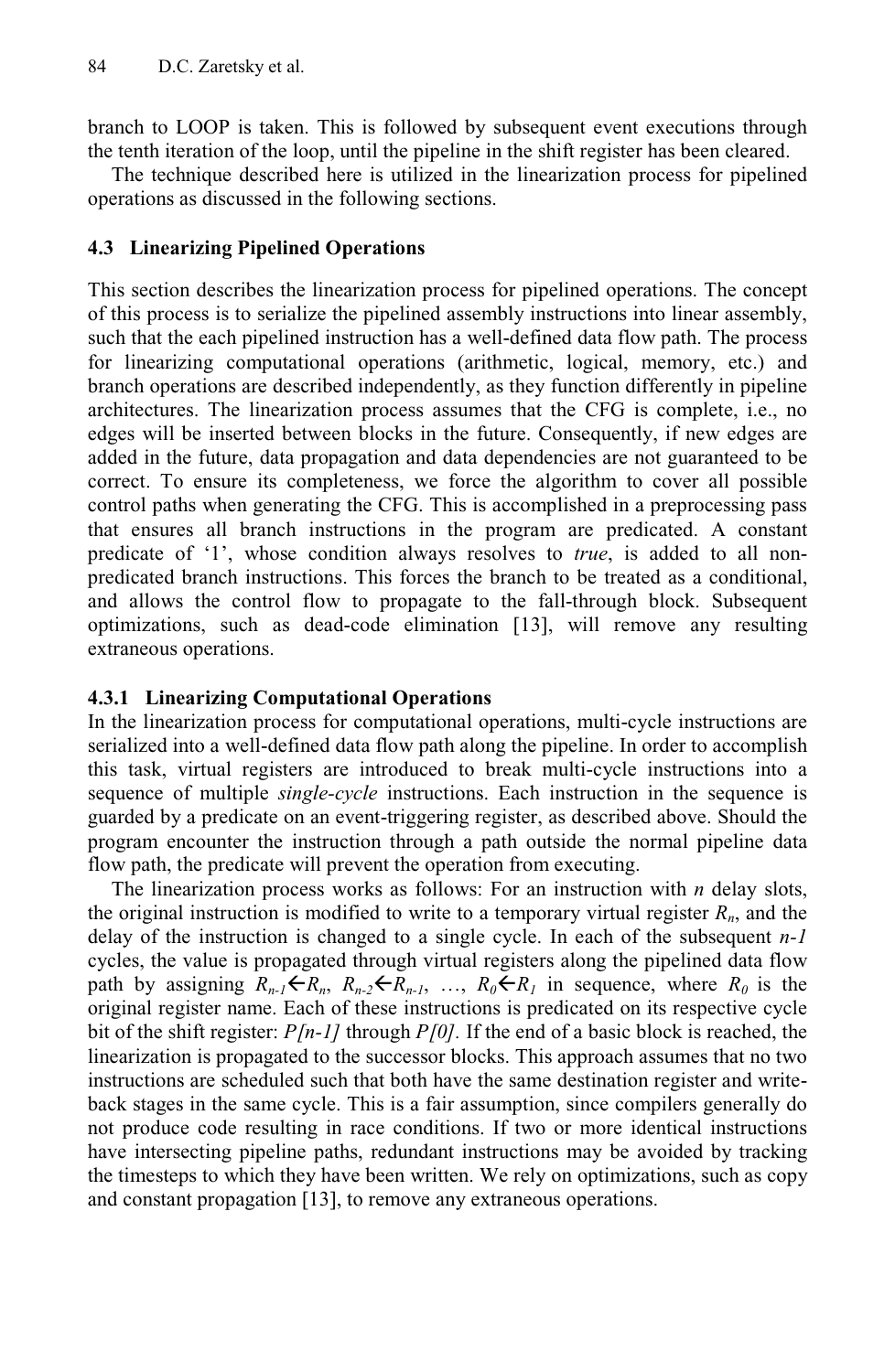branch to LOOP is taken. This is followed by subsequent event executions through the tenth iteration of the loop, until the pipeline in the shift register has been cleared.

The technique described here is utilized in the linearization process for pipelined operations as discussed in the following sections.

### 4.3 Linearizing Pipelined Operations

This section describes the linearization process for pipelined operations. The concept of this process is to serialize the pipelined assembly instructions into linear assembly, such that the each pipelined instruction has a well-defined data flow path. The process for linearizing computational operations (arithmetic, logical, memory, etc.) and branch operations are described independently, as they function differently in pipeline architectures. The linearization process assumes that the CFG is complete, i.e., no edges will be inserted between blocks in the future. Consequently, if new edges are added in the future, data propagation and data dependencies are not guaranteed to be correct. To ensure its completeness, we force the algorithm to cover all possible control paths when generating the CFG. This is accomplished in a preprocessing pass that ensures all branch instructions in the program are predicated. A constant predicate of '1', whose condition always resolves to *true*, is added to all non-predicated branch instructions. This forces the branch to be treated as a conditional, and allows the control flow to propagate to the fall-through block. Subsequent optimizations, such as dead-code elimination [13], will remove any resulting extraneous operations.

#### 4.3.1 Linearizing Computational Operations

In the linearization process for computational operations, multi-cycle instructions are serialized into a well-defined data flow path along the pipeline. In order to accomplish this task, virtual registers are introduced to break multi-cycle instructions into a sequence of multiple *single-cycle* instructions. Each instruction in the sequence is guarded by a predicate on an event-triggering register, as described above. Should the program encounter the instruction through a path outside the normal pipeline data flow path, the predicate will prevent the operation from executing.

The linearization process works as follows: For an instruction with $n$ delay slots, the original instruction is modified to write to a temporary virtual register $R_n$, and the delay of the instruction is changed to a single cycle. In each of the subsequent $n$-$1$ cycles, the value is propagated through virtual registers along the pipelined data flow path by assigning $R_{n-1} \leftarrow R_n$, $R_{n-2} \leftarrow R_{n-1}$, …, $R_0 \leftarrow R_1$ in sequence, where $R_0$ is the original register name. Each of these instructions is predicated on its respective cycle bit of the shift register: $P[n-1]$ through $P[0]$. If the end of a basic block is reached, the linearization is propagated to the successor blocks. This approach assumes that no two instructions are scheduled such that both have the same destination register and write-back stages in the same cycle. This is a fair assumption, since compilers generally do not produce code resulting in race conditions. If two or more identical instructions have intersecting pipeline paths, redundant instructions may be avoided by tracking the timesteps to which they have been written. We rely on optimizations, such as copy and constant propagation [13], to remove any extraneous operations.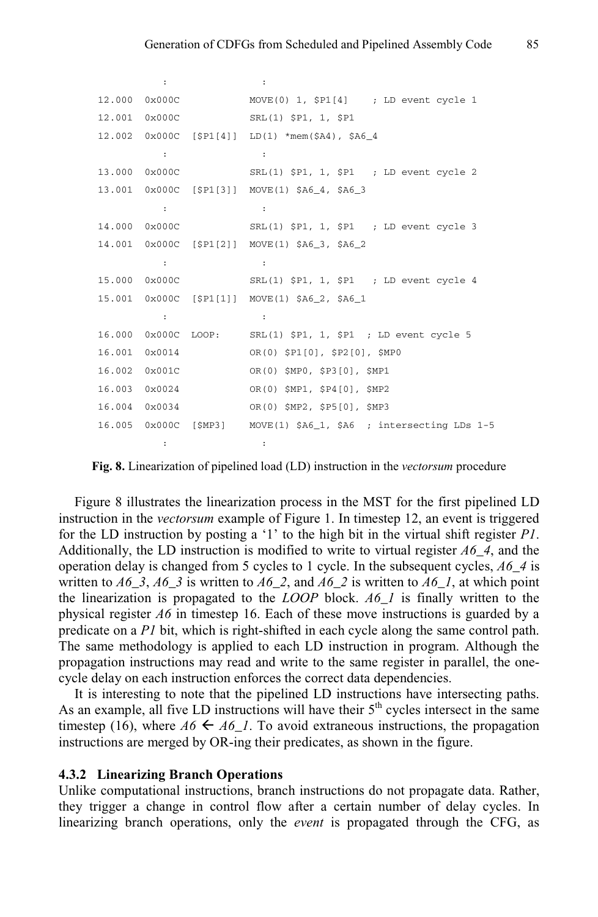```
          :               :
12.000  0x000C            MOVE(0) 1, $P1[4]    ; LD event cycle 1
12.001  0x000C            SRL(1) $P1, 1, $P1
12.002  0x000C  [$P1[4]]  LD(1) *mem($A4), $A6_4
          :               :
13.000  0x000C            SRL(1) $P1, 1, $P1   ; LD event cycle 2
13.001  0x000C  [$P1[3]]  MOVE(1) $A6_4, $A6_3
          :               :
14.000  0x000C            SRL(1) $P1, 1, $P1   ; LD event cycle 3
14.001  0x000C  [$P1[2]]  MOVE(1) $A6_3, $A6_2
          :               :
15.000  0x000C            SRL(1) $P1, 1, $P1   ; LD event cycle 4
15.001  0x000C  [$P1[1]]  MOVE(1) $A6_2, $A6_1
          :               :
16.000  0x000C  LOOP:     SRL(1) $P1, 1, $P1  ; LD event cycle 5
16.001  0x0014            OR(0) $P1[0], $P2[0], $MP0
16.002  0x001C            OR(0) $MP0, $P3[0], $MP1
16.003  0x0024            OR(0) $MP1, $P4[0], $MP2
16.004  0x0034            OR(0) $MP2, $P5[0], $MP3
16.005  0x000C  [$MP3]    MOVE(1) $A6_1, $A6  ; intersecting LDs 1-5
          :               :
```

**Fig. 8.** Linearization of pipelined load (LD) instruction in the *vectorsum* procedure

Figure 8 illustrates the linearization process in the MST for the first pipelined LD instruction in the *vectorsum* example of Figure 1. In timestep 12, an event is triggered for the LD instruction by posting a '1' to the high bit in the virtual shift register *P1*. Additionally, the LD instruction is modified to write to virtual register *A6_4*, and the operation delay is changed from 5 cycles to 1 cycle. In the subsequent cycles, *A6_4* is written to *A6_3*, *A6_3* is written to *A6_2*, and *A6_2* is written to *A6_1*, at which point the linearization is propagated to the *LOOP* block. *A6_1* is finally written to the physical register *A6* in timestep 16. Each of these move instructions is guarded by a predicate on a *P1* bit, which is right-shifted in each cycle along the same control path. The same methodology is applied to each LD instruction in program. Although the propagation instructions may read and write to the same register in parallel, the one-cycle delay on each instruction enforces the correct data dependencies.

It is interesting to note that the pipelined LD instructions have intersecting paths. As an example, all five LD instructions will have their 5th cycles intersect in the same timestep (16), where *A6* ← *A6_1*. To avoid extraneous instructions, the propagation instructions are merged by OR-ing their predicates, as shown in the figure.

### 4.3.2 Linearizing Branch Operations

Unlike computational instructions, branch instructions do not propagate data. Rather, they trigger a change in control flow after a certain number of delay cycles. In linearizing branch operations, only the *event* is propagated through the CFG, as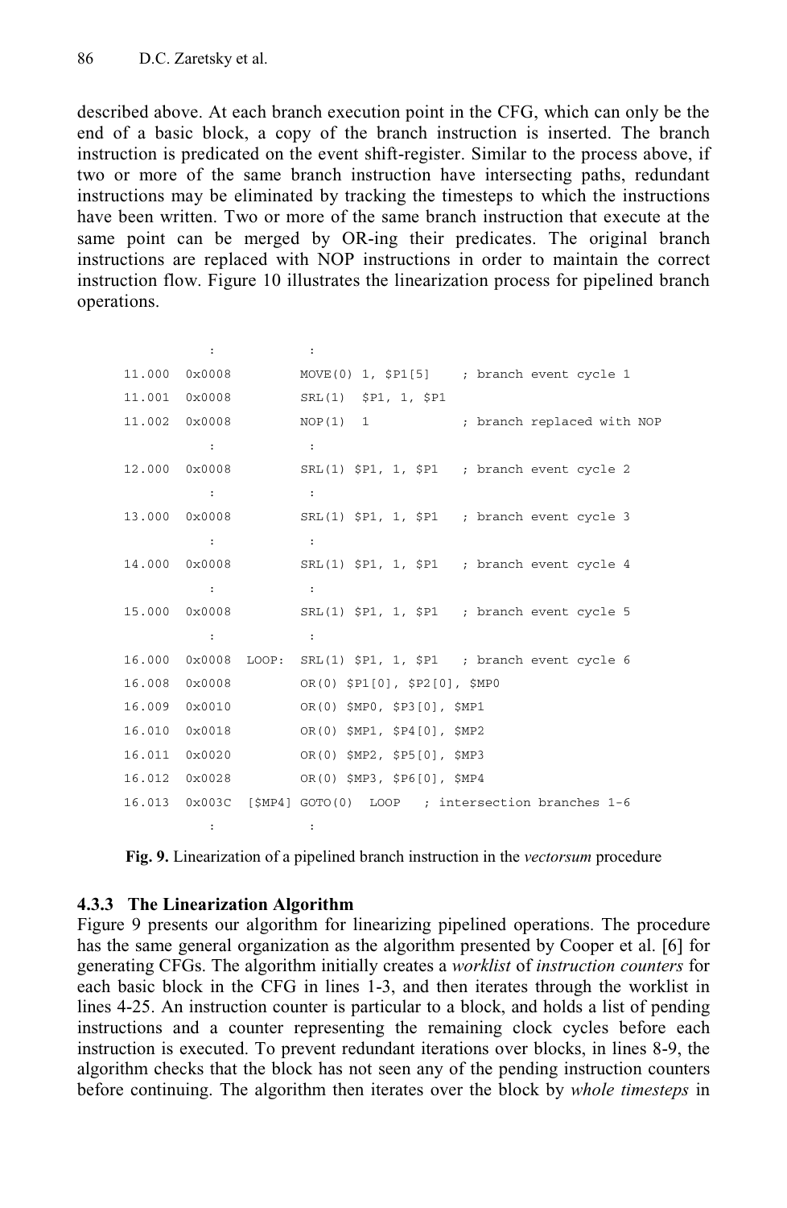described above. At each branch execution point in the CFG, which can only be the end of a basic block, a copy of the branch instruction is inserted. The branch instruction is predicated on the event shift-register. Similar to the process above, if two or more of the same branch instruction have intersecting paths, redundant instructions may be eliminated by tracking the timesteps to which the instructions have been written. Two or more of the same branch instruction that execute at the same point can be merged by OR-ing their predicates. The original branch instructions are replaced with NOP instructions in order to maintain the correct instruction flow. Figure 10 illustrates the linearization process for pipelined branch operations.

```
           :            :
11.000  0x0008         MOVE(0) 1, $P1[5]    ; branch event cycle 1
11.001  0x0008         SRL(1)  $P1, 1, $P1
11.002  0x0008         NOP(1)  1            ; branch replaced with NOP
           :            :
12.000  0x0008         SRL(1) $P1, 1, $P1   ; branch event cycle 2
           :            :
13.000  0x0008         SRL(1) $P1, 1, $P1   ; branch event cycle 3
           :            :
14.000  0x0008         SRL(1) $P1, 1, $P1   ; branch event cycle 4
           :            :
15.000  0x0008         SRL(1) $P1, 1, $P1   ; branch event cycle 5
           :            :
16.000  0x0008  LOOP:  SRL(1) $P1, 1, $P1   ; branch event cycle 6
16.008  0x0008         OR(0) $P1[0], $P2[0], $MP0
16.009  0x0010         OR(0) $MP0, $P3[0], $MP1
16.010  0x0018         OR(0) $MP1, $P4[0], $MP2
16.011  0x0020         OR(0) $MP2, $P5[0], $MP3
16.012  0x0028         OR(0) $MP3, $P6[0], $MP4
16.013  0x003C  [$MP4] GOTO(0)  LOOP   ; intersection branches 1-6
           :            :
```

**Fig. 9.** Linearization of a pipelined branch instruction in the *vectorsum* procedure

### 4.3.3 The Linearization Algorithm

Figure 9 presents our algorithm for linearizing pipelined operations. The procedure has the same general organization as the algorithm presented by Cooper et al. [6] for generating CFGs. The algorithm initially creates a *worklist* of *instruction counters* for each basic block in the CFG in lines 1-3, and then iterates through the worklist in lines 4-25. An instruction counter is particular to a block, and holds a list of pending instructions and a counter representing the remaining clock cycles before each instruction is executed. To prevent redundant iterations over blocks, in lines 8-9, the algorithm checks that the block has not seen any of the pending instruction counters before continuing. The algorithm then iterates over the block by *whole timesteps* in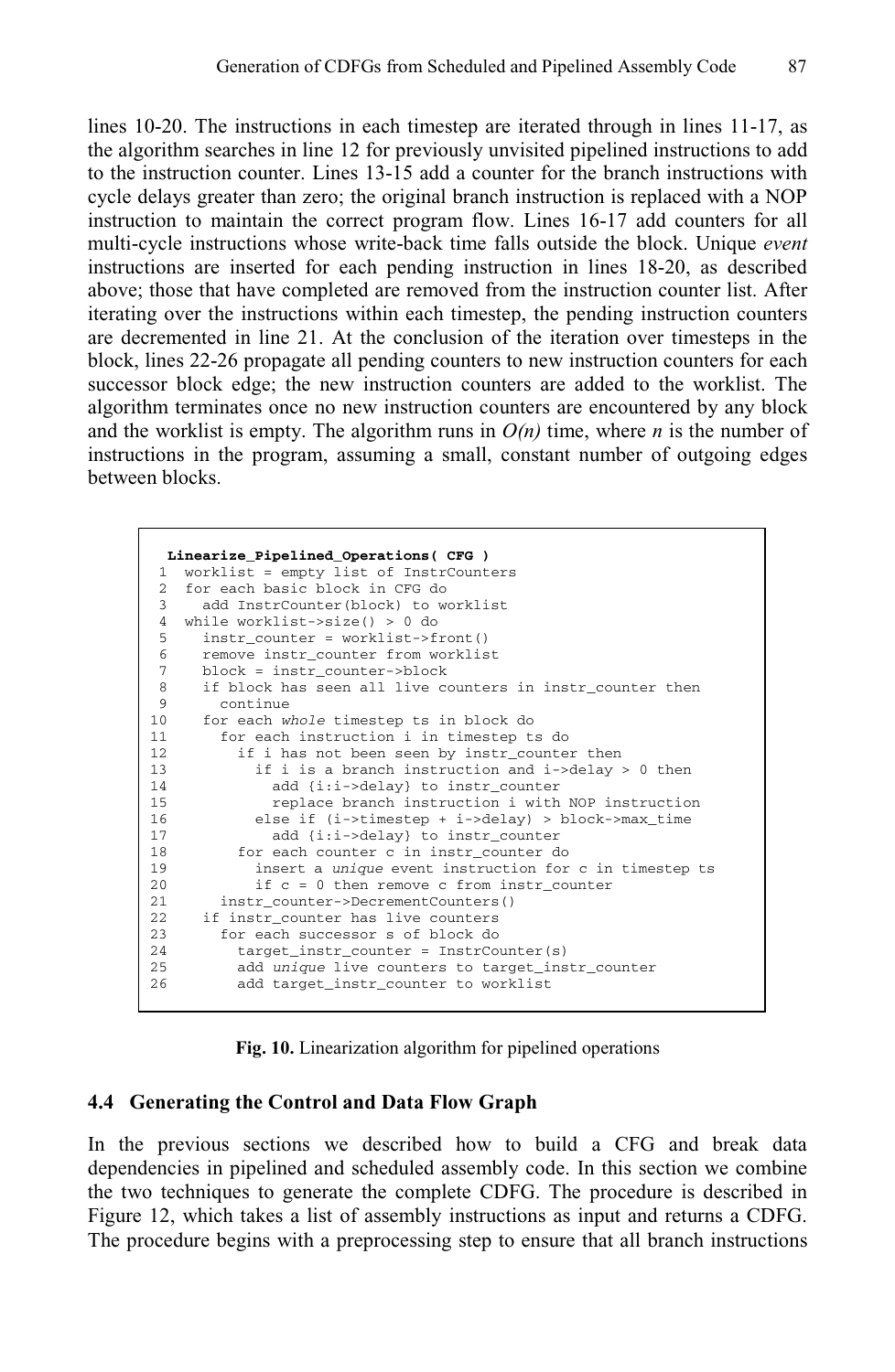lines 10-20. The instructions in each timestep are iterated through in lines 11-17, as the algorithm searches in line 12 for previously unvisited pipelined instructions to add to the instruction counter. Lines 13-15 add a counter for the branch instructions with cycle delays greater than zero; the original branch instruction is replaced with a NOP instruction to maintain the correct program flow. Lines 16-17 add counters for all multi-cycle instructions whose write-back time falls outside the block. Unique *event* instructions are inserted for each pending instruction in lines 18-20, as described above; those that have completed are removed from the instruction counter list. After iterating over the instructions within each timestep, the pending instruction counters are decremented in line 21. At the conclusion of the iteration over timesteps in the block, lines 22-26 propagate all pending counters to new instruction counters for each successor block edge; the new instruction counters are added to the worklist. The algorithm terminates once no new instruction counters are encountered by any block and the worklist is empty. The algorithm runs in $O(n)$ time, where $n$ is the number of instructions in the program, assuming a small, constant number of outgoing edges between blocks.

```
 Linearize_Pipelined_Operations( CFG )
 1  worklist = empty list of InstrCounters
 2  for each basic block in CFG do
 3    add InstrCounter(block) to worklist
 4  while worklist->size() > 0 do
 5    instr_counter = worklist->front()
 6    remove instr_counter from worklist
 7    block = instr_counter->block
 8    if block has seen all live counters in instr_counter then
 9      continue
10    for each whole timestep ts in block do
11      for each instruction i in timestep ts do
12        if i has not been seen by instr_counter then
13          if i is a branch instruction and i->delay > 0 then
14            add {i:i->delay} to instr_counter
15            replace branch instruction i with NOP instruction
16          else if (i->timestep + i->delay) > block->max_time
17            add {i:i->delay} to instr_counter
18        for each counter c in instr_counter do
19          insert a unique event instruction for c in timestep ts
20          if c = 0 then remove c from instr_counter
21      instr_counter->DecrementCounters()
22    if instr_counter has live counters
23      for each successor s of block do
24        target_instr_counter = InstrCounter(s)
25        add unique live counters to target_instr_counter
26        add target_instr_counter to worklist
```

**Fig. 10.** Linearization algorithm for pipelined operations

### 4.4 Generating the Control and Data Flow Graph

In the previous sections we described how to build a CFG and break data dependencies in pipelined and scheduled assembly code. In this section we combine the two techniques to generate the complete CDFG. The procedure is described in Figure 12, which takes a list of assembly instructions as input and returns a CDFG. The procedure begins with a preprocessing step to ensure that all branch instructions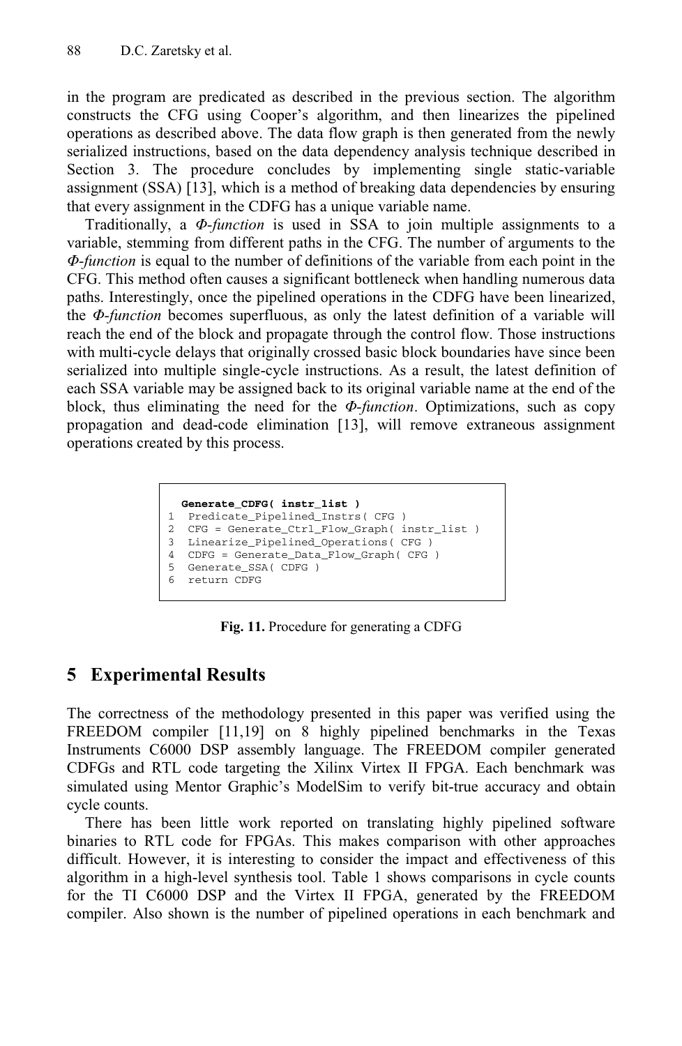in the program are predicated as described in the previous section. The algorithm constructs the CFG using Cooper's algorithm, and then linearizes the pipelined operations as described above. The data flow graph is then generated from the newly serialized instructions, based on the data dependency analysis technique described in Section 3. The procedure concludes by implementing single static-variable assignment (SSA) [13], which is a method of breaking data dependencies by ensuring that every assignment in the CDFG has a unique variable name.

Traditionally, a *Φ-function* is used in SSA to join multiple assignments to a variable, stemming from different paths in the CFG. The number of arguments to the *Φ-function* is equal to the number of definitions of the variable from each point in the CFG. This method often causes a significant bottleneck when handling numerous data paths. Interestingly, once the pipelined operations in the CDFG have been linearized, the *Φ-function* becomes superfluous, as only the latest definition of a variable will reach the end of the block and propagate through the control flow. Those instructions with multi-cycle delays that originally crossed basic block boundaries have since been serialized into multiple single-cycle instructions. As a result, the latest definition of each SSA variable may be assigned back to its original variable name at the end of the block, thus eliminating the need for the *Φ-function*. Optimizations, such as copy propagation and dead-code elimination [13], will remove extraneous assignment operations created by this process.

```
  Generate_CDFG( instr_list )
1  Predicate_Pipelined_Instrs( CFG )
2  CFG = Generate_Ctrl_Flow_Graph( instr_list )
3  Linearize_Pipelined_Operations( CFG )
4  CDFG = Generate_Data_Flow_Graph( CFG )
5  Generate_SSA( CDFG )
6  return CDFG
```

**Fig. 11.** Procedure for generating a CDFG

## 5 Experimental Results

The correctness of the methodology presented in this paper was verified using the FREEDOM compiler [11,19] on 8 highly pipelined benchmarks in the Texas Instruments C6000 DSP assembly language. The FREEDOM compiler generated CDFGs and RTL code targeting the Xilinx Virtex II FPGA. Each benchmark was simulated using Mentor Graphic's ModelSim to verify bit-true accuracy and obtain cycle counts.

There has been little work reported on translating highly pipelined software binaries to RTL code for FPGAs. This makes comparison with other approaches difficult. However, it is interesting to consider the impact and effectiveness of this algorithm in a high-level synthesis tool. Table 1 shows comparisons in cycle counts for the TI C6000 DSP and the Virtex II FPGA, generated by the FREEDOM compiler. Also shown is the number of pipelined operations in each benchmark and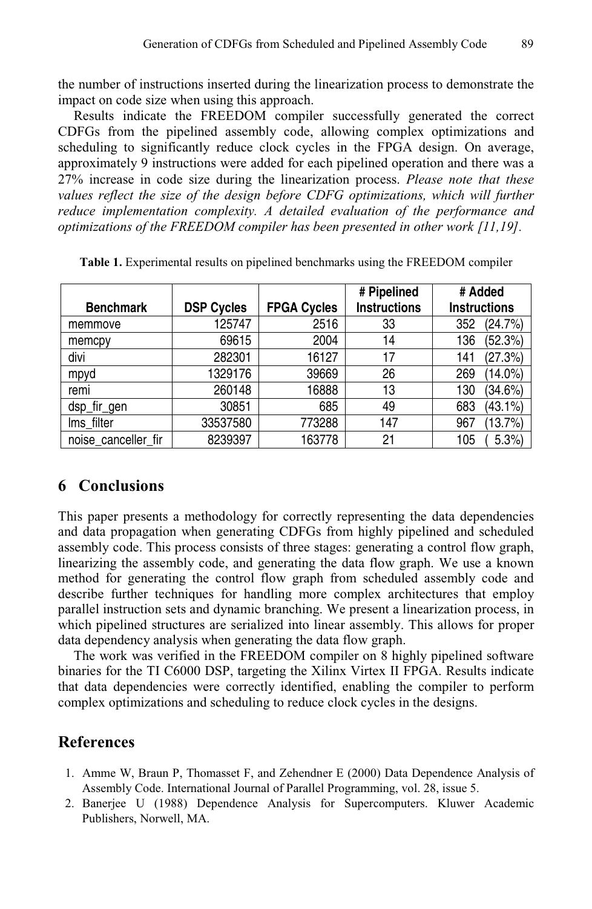the number of instructions inserted during the linearization process to demonstrate the impact on code size when using this approach.

Results indicate the FREEDOM compiler successfully generated the correct CDFGs from the pipelined assembly code, allowing complex optimizations and scheduling to significantly reduce clock cycles in the FPGA design. On average, approximately 9 instructions were added for each pipelined operation and there was a 27% increase in code size during the linearization process. *Please note that these values reflect the size of the design before CDFG optimizations, which will further reduce implementation complexity. A detailed evaluation of the performance and optimizations of the FREEDOM compiler has been presented in other work [11,19].*

**Table 1.** Experimental results on pipelined benchmarks using the FREEDOM compiler

| Benchmark | DSP Cycles | FPGA Cycles | # Pipelined Instructions | # Added Instructions |
|---|---|---|---|---|
| memmove | 125747 | 2516 | 33 | 352 (24.7%) |
| memcpy | 69615 | 2004 | 14 | 136 (52.3%) |
| divi | 282301 | 16127 | 17 | 141 (27.3%) |
| mpyd | 1329176 | 39669 | 26 | 269 (14.0%) |
| remi | 260148 | 16888 | 13 | 130 (34.6%) |
| dsp_fir_gen | 30851 | 685 | 49 | 683 (43.1%) |
| lms_filter | 33537580 | 773288 | 147 | 967 (13.7%) |
| noise_canceller_fir | 8239397 | 163778 | 21 | 105 ( 5.3%) |

## 6 Conclusions

This paper presents a methodology for correctly representing the data dependencies and data propagation when generating CDFGs from highly pipelined and scheduled assembly code. This process consists of three stages: generating a control flow graph, linearizing the assembly code, and generating the data flow graph. We use a known method for generating the control flow graph from scheduled assembly code and describe further techniques for handling more complex architectures that employ parallel instruction sets and dynamic branching. We present a linearization process, in which pipelined structures are serialized into linear assembly. This allows for proper data dependency analysis when generating the data flow graph.

The work was verified in the FREEDOM compiler on 8 highly pipelined software binaries for the TI C6000 DSP, targeting the Xilinx Virtex II FPGA. Results indicate that data dependencies were correctly identified, enabling the compiler to perform complex optimizations and scheduling to reduce clock cycles in the designs.

## References

1. Amme W, Braun P, Thomasset F, and Zehendner E (2000) Data Dependence Analysis of Assembly Code. International Journal of Parallel Programming, vol. 28, issue 5.
2. Banerjee U (1988) Dependence Analysis for Supercomputers. Kluwer Academic Publishers, Norwell, MA.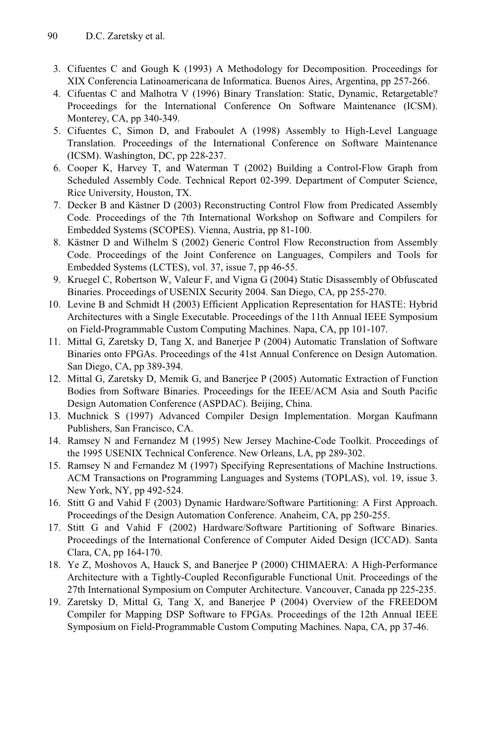3. Cifuentes C and Gough K (1993) A Methodology for Decomposition. Proceedings for XIX Conferencia Latinoamericana de Informatica. Buenos Aires, Argentina, pp 257-266.
4. Cifuentas C and Malhotra V (1996) Binary Translation: Static, Dynamic, Retargetable? Proceedings for the International Conference On Software Maintenance (ICSM). Monterey, CA, pp 340-349.
5. Cifuentes C, Simon D, and Fraboulet A (1998) Assembly to High-Level Language Translation. Proceedings of the International Conference on Software Maintenance (ICSM). Washington, DC, pp 228-237.
6. Cooper K, Harvey T, and Waterman T (2002) Building a Control-Flow Graph from Scheduled Assembly Code. Technical Report 02-399. Department of Computer Science, Rice University, Houston, TX.
7. Decker B and Kästner D (2003) Reconstructing Control Flow from Predicated Assembly Code. Proceedings of the 7th International Workshop on Software and Compilers for Embedded Systems (SCOPES). Vienna, Austria, pp 81-100.
8. Kästner D and Wilhelm S (2002) Generic Control Flow Reconstruction from Assembly Code. Proceedings of the Joint Conference on Languages, Compilers and Tools for Embedded Systems (LCTES), vol. 37, issue 7, pp 46-55.
9. Kruegel C, Robertson W, Valeur F, and Vigna G (2004) Static Disassembly of Obfuscated Binaries. Proceedings of USENIX Security 2004. San Diego, CA, pp 255-270.
10. Levine B and Schmidt H (2003) Efficient Application Representation for HASTE: Hybrid Architectures with a Single Executable. Proceedings of the 11th Annual IEEE Symposium on Field-Programmable Custom Computing Machines. Napa, CA, pp 101-107.
11. Mittal G, Zaretsky D, Tang X, and Banerjee P (2004) Automatic Translation of Software Binaries onto FPGAs. Proceedings of the 41st Annual Conference on Design Automation. San Diego, CA, pp 389-394.
12. Mittal G, Zaretsky D, Memik G, and Banerjee P (2005) Automatic Extraction of Function Bodies from Software Binaries. Proceedings for the IEEE/ACM Asia and South Pacific Design Automation Conference (ASPDAC). Beijing, China.
13. Muchnick S (1997) Advanced Compiler Design Implementation. Morgan Kaufmann Publishers, San Francisco, CA.
14. Ramsey N and Fernandez M (1995) New Jersey Machine-Code Toolkit. Proceedings of the 1995 USENIX Technical Conference. New Orleans, LA, pp 289-302.
15. Ramsey N and Fernandez M (1997) Specifying Representations of Machine Instructions. ACM Transactions on Programming Languages and Systems (TOPLAS), vol. 19, issue 3. New York, NY, pp 492-524.
16. Stitt G and Vahid F (2003) Dynamic Hardware/Software Partitioning: A First Approach. Proceedings of the Design Automation Conference. Anaheim, CA, pp 250-255.
17. Stitt G and Vahid F (2002) Hardware/Software Partitioning of Software Binaries. Proceedings of the International Conference of Computer Aided Design (ICCAD). Santa Clara, CA, pp 164-170.
18. Ye Z, Moshovos A, Hauck S, and Banerjee P (2000) CHIMAERA: A High-Performance Architecture with a Tightly-Coupled Reconfigurable Functional Unit. Proceedings of the 27th International Symposium on Computer Architecture. Vancouver, Canada pp 225-235.
19. Zaretsky D, Mittal G, Tang X, and Banerjee P (2004) Overview of the FREEDOM Compiler for Mapping DSP Software to FPGAs. Proceedings of the 12th Annual IEEE Symposium on Field-Programmable Custom Computing Machines. Napa, CA, pp 37-46.